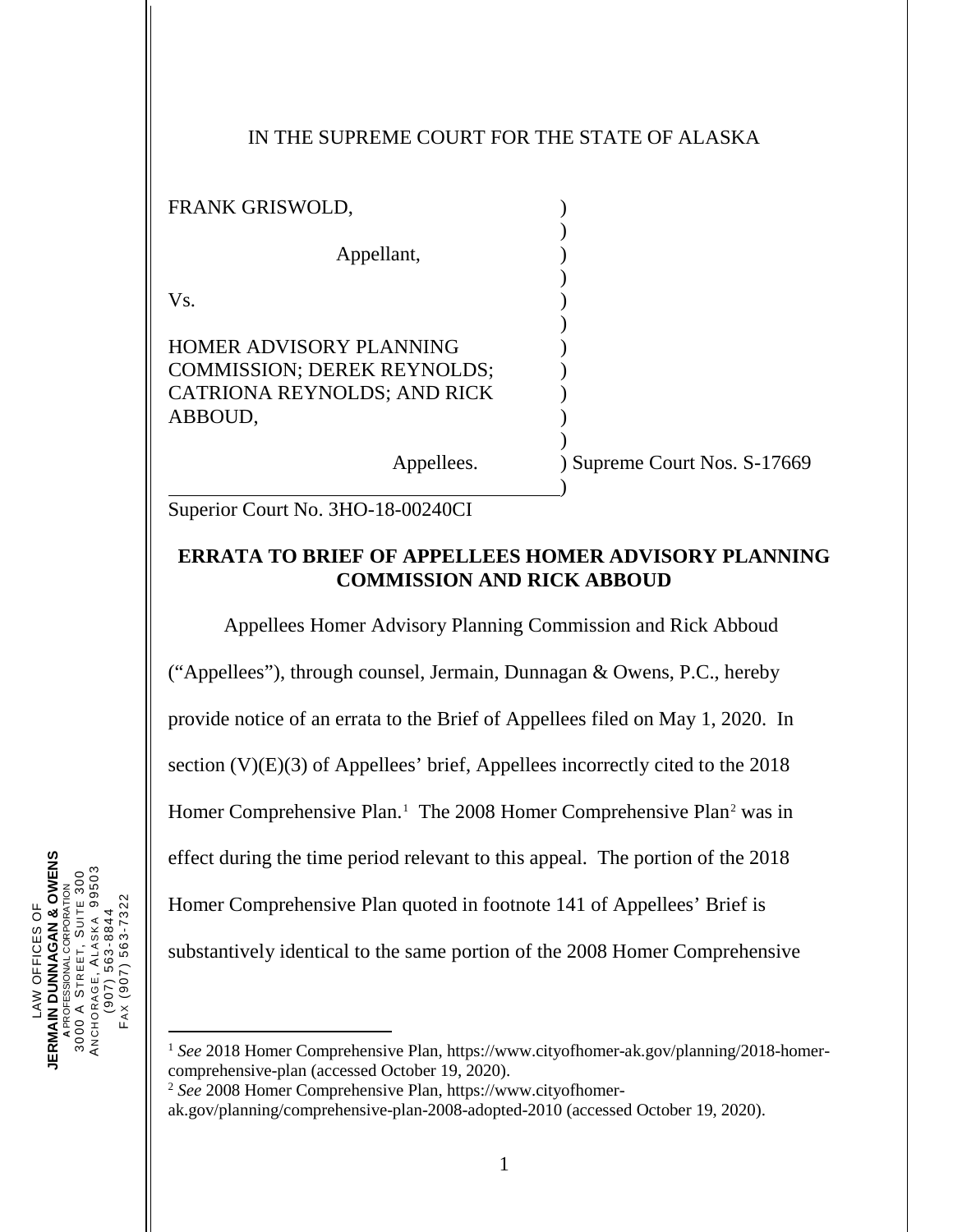IN THE SUPREME COURT FOR THE STATE OF ALASKA

| | |
|---|---|
| FRANK GRISWOLD, | ) |
| | ) |
| Appellant, | ) |
| | ) |
| Vs. | ) |
| | ) |
| HOMER ADVISORY PLANNING COMMISSION; DEREK REYNOLDS; CATRIONA REYNOLDS; AND RICK ABBOUD, | ) |
| | ) |
| Appellees. | ) Supreme Court Nos. S-17669 |
| | ) |

Superior Court No. 3HO-18-00240CI

**ERRATA TO BRIEF OF APPELLEES HOMER ADVISORY PLANNING COMMISSION AND RICK ABBOUD**

Appellees Homer Advisory Planning Commission and Rick Abboud ("Appellees"), through counsel, Jermain, Dunnagan & Owens, P.C., hereby provide notice of an errata to the Brief of Appellees filed on May 1, 2020. In section (V)(E)(3) of Appellees' brief, Appellees incorrectly cited to the 2018 Homer Comprehensive Plan.[1] The 2008 Homer Comprehensive Plan[2] was in effect during the time period relevant to this appeal. The portion of the 2018 Homer Comprehensive Plan quoted in footnote 141 of Appellees' Brief is substantively identical to the same portion of the 2008 Homer Comprehensive

---

[1] *See* 2018 Homer Comprehensive Plan, https://www.cityofhomer-ak.gov/planning/2018-homer-comprehensive-plan (accessed October 19, 2020).

[2] *See* 2008 Homer Comprehensive Plan, https://www.cityofhomer-ak.gov/planning/comprehensive-plan-2008-adopted-2010 (accessed October 19, 2020).

LAW OFFICES OF
**JERMAIN DUNNAGAN & OWENS**
A PROFESSIONAL CORPORATION
3000 A STREET, SUITE 300
ANCHORAGE, ALASKA 99503
(907) 563-8844
FAX (907) 563-7322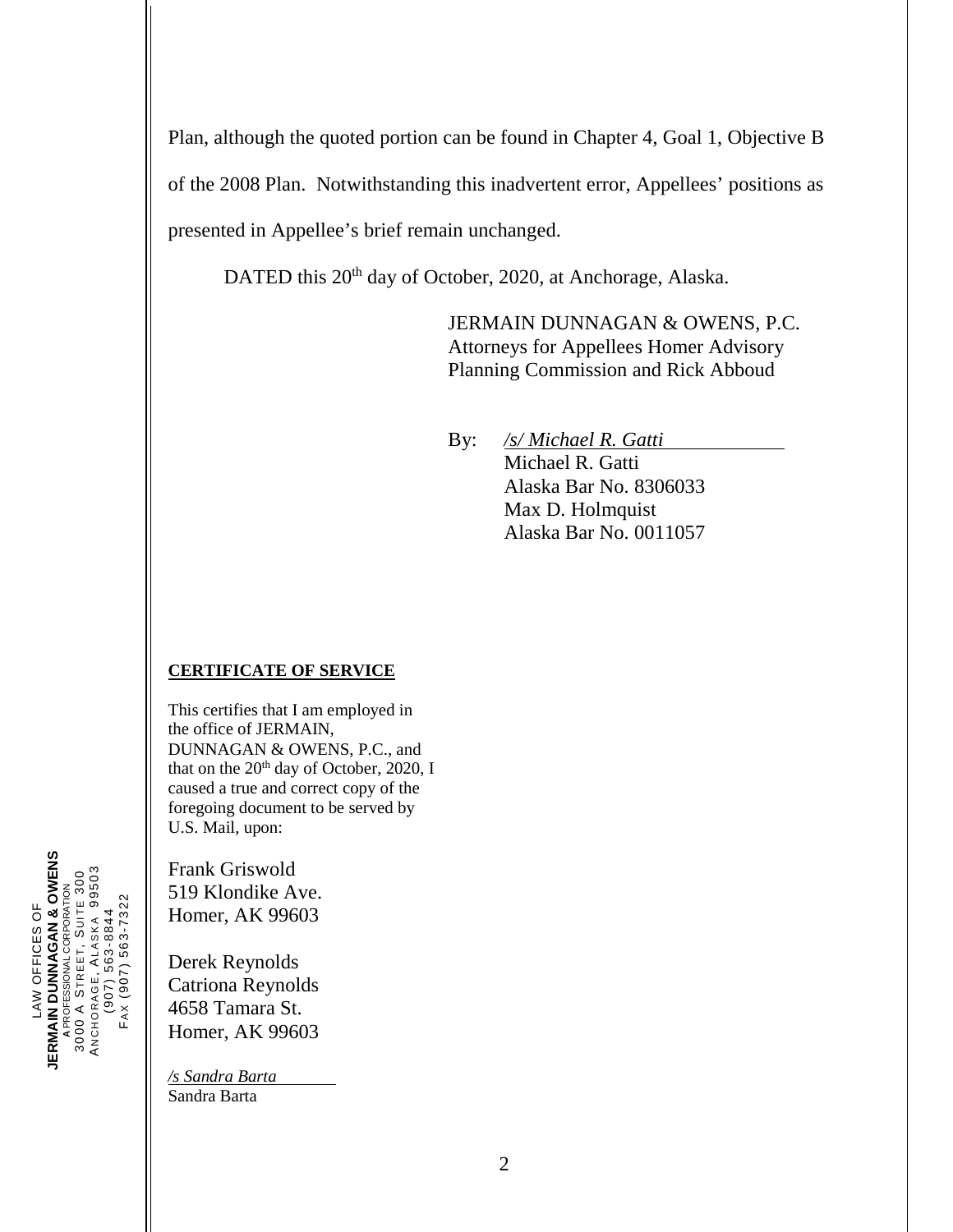Plan, although the quoted portion can be found in Chapter 4, Goal 1, Objective B of the 2008 Plan. Notwithstanding this inadvertent error, Appellees' positions as presented in Appellee's brief remain unchanged.

DATED this 20th day of October, 2020, at Anchorage, Alaska.

JERMAIN DUNNAGAN & OWENS, P.C.
Attorneys for Appellees Homer Advisory Planning Commission and Rick Abboud

By: */s/ Michael R. Gatti*
Michael R. Gatti
Alaska Bar No. 8306033
Max D. Holmquist
Alaska Bar No. 0011057

**CERTIFICATE OF SERVICE**

This certifies that I am employed in the office of JERMAIN, DUNNAGAN & OWENS, P.C., and that on the 20th day of October, 2020, I caused a true and correct copy of the foregoing document to be served by U.S. Mail, upon:

Frank Griswold
519 Klondike Ave.
Homer, AK 99603

Derek Reynolds
Catriona Reynolds
4658 Tamara St.
Homer, AK 99603

*/s Sandra Barta*
Sandra Barta

LAW OFFICES OF
**JERMAIN DUNNAGAN & OWENS**
A PROFESSIONAL CORPORATION
3000 A STREET, SUITE 300
ANCHORAGE, ALASKA 99503
(907) 563-8844
FAX (907) 563-7322